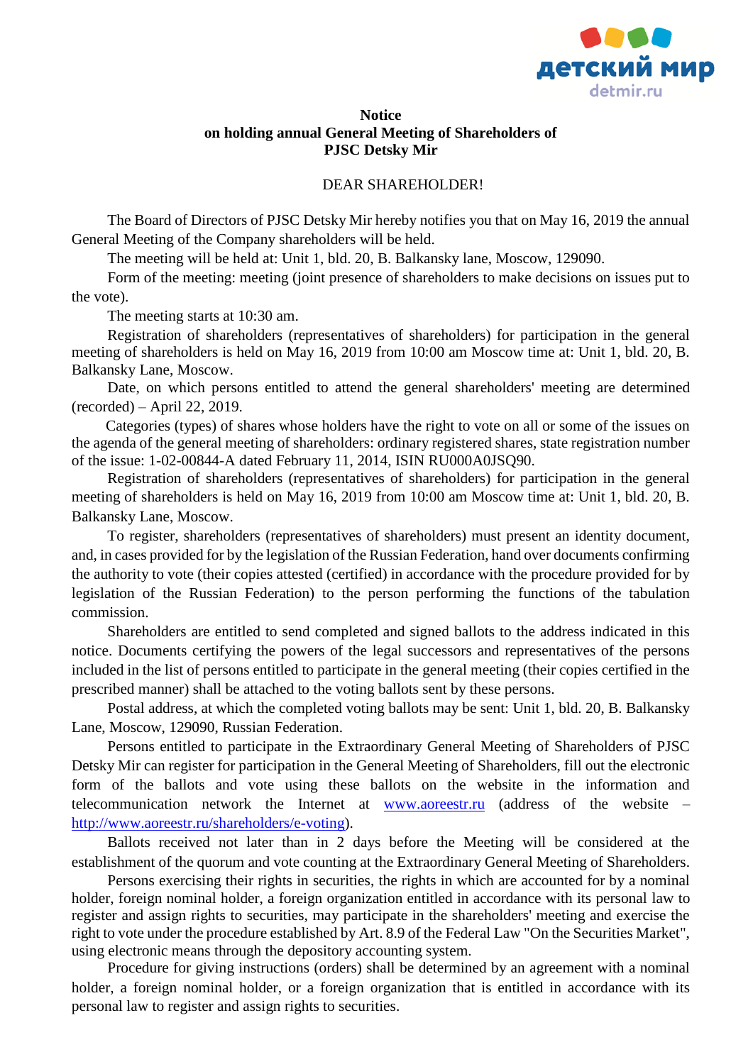**Notice**
**on holding annual General Meeting of Shareholders of**
**PJSC Detsky Mir**

DEAR SHAREHOLDER!

The Board of Directors of PJSC Detsky Mir hereby notifies you that on May 16, 2019 the annual General Meeting of the Company shareholders will be held.

The meeting will be held at: Unit 1, bld. 20, B. Balkansky lane, Moscow, 129090.

Form of the meeting: meeting (joint presence of shareholders to make decisions on issues put to the vote).

The meeting starts at 10:30 am.

Registration of shareholders (representatives of shareholders) for participation in the general meeting of shareholders is held on May 16, 2019 from 10:00 am Moscow time at: Unit 1, bld. 20, B. Balkansky Lane, Moscow.

Date, on which persons entitled to attend the general shareholders' meeting are determined (recorded) – April 22, 2019.

Categories (types) of shares whose holders have the right to vote on all or some of the issues on the agenda of the general meeting of shareholders: ordinary registered shares, state registration number of the issue: 1-02-00844-A dated February 11, 2014, ISIN RU000A0JSQ90.

Registration of shareholders (representatives of shareholders) for participation in the general meeting of shareholders is held on May 16, 2019 from 10:00 am Moscow time at: Unit 1, bld. 20, B. Balkansky Lane, Moscow.

To register, shareholders (representatives of shareholders) must present an identity document, and, in cases provided for by the legislation of the Russian Federation, hand over documents confirming the authority to vote (their copies attested (certified) in accordance with the procedure provided for by legislation of the Russian Federation) to the person performing the functions of the tabulation commission.

Shareholders are entitled to send completed and signed ballots to the address indicated in this notice. Documents certifying the powers of the legal successors and representatives of the persons included in the list of persons entitled to participate in the general meeting (their copies certified in the prescribed manner) shall be attached to the voting ballots sent by these persons.

Postal address, at which the completed voting ballots may be sent: Unit 1, bld. 20, B. Balkansky Lane, Moscow, 129090, Russian Federation.

Persons entitled to participate in the Extraordinary General Meeting of Shareholders of PJSC Detsky Mir can register for participation in the General Meeting of Shareholders, fill out the electronic form of the ballots and vote using these ballots on the website in the information and telecommunication network the Internet at www.aoreestr.ru (address of the website – http://www.aoreestr.ru/shareholders/e-voting).

Ballots received not later than in 2 days before the Meeting will be considered at the establishment of the quorum and vote counting at the Extraordinary General Meeting of Shareholders.

Persons exercising their rights in securities, the rights in which are accounted for by a nominal holder, foreign nominal holder, a foreign organization entitled in accordance with its personal law to register and assign rights to securities, may participate in the shareholders' meeting and exercise the right to vote under the procedure established by Art. 8.9 of the Federal Law "On the Securities Market", using electronic means through the depository accounting system.

Procedure for giving instructions (orders) shall be determined by an agreement with a nominal holder, a foreign nominal holder, or a foreign organization that is entitled in accordance with its personal law to register and assign rights to securities.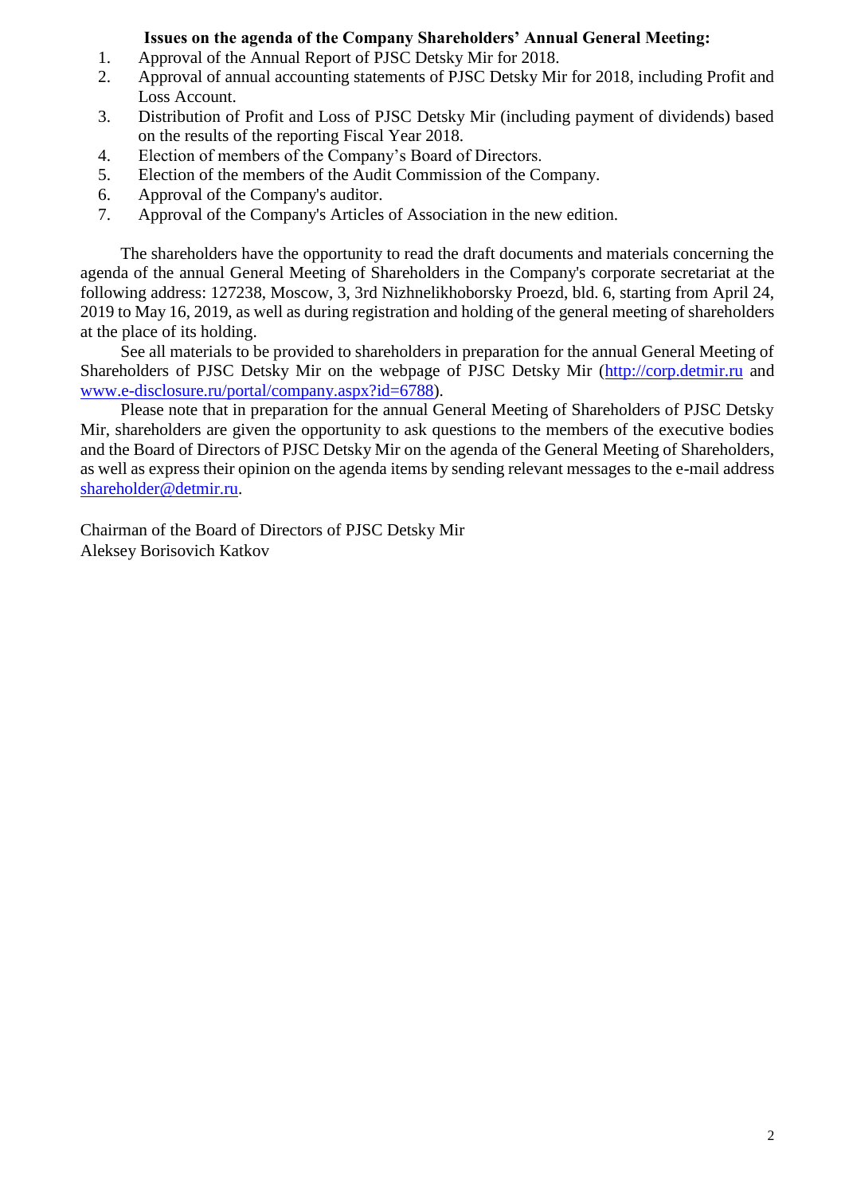**Issues on the agenda of the Company Shareholders' Annual General Meeting:**

1. Approval of the Annual Report of PJSC Detsky Mir for 2018.
2. Approval of annual accounting statements of PJSC Detsky Mir for 2018, including Profit and Loss Account.
3. Distribution of Profit and Loss of PJSC Detsky Mir (including payment of dividends) based on the results of the reporting Fiscal Year 2018.
4. Election of members of the Company's Board of Directors.
5. Election of the members of the Audit Commission of the Company.
6. Approval of the Company's auditor.
7. Approval of the Company's Articles of Association in the new edition.

The shareholders have the opportunity to read the draft documents and materials concerning the agenda of the annual General Meeting of Shareholders in the Company's corporate secretariat at the following address: 127238, Moscow, 3, 3rd Nizhnelikhoborsky Proezd, bld. 6, starting from April 24, 2019 to May 16, 2019, as well as during registration and holding of the general meeting of shareholders at the place of its holding.

See all materials to be provided to shareholders in preparation for the annual General Meeting of Shareholders of PJSC Detsky Mir on the webpage of PJSC Detsky Mir (http://corp.detmir.ru and www.e-disclosure.ru/portal/company.aspx?id=6788).

Please note that in preparation for the annual General Meeting of Shareholders of PJSC Detsky Mir, shareholders are given the opportunity to ask questions to the members of the executive bodies and the Board of Directors of PJSC Detsky Mir on the agenda of the General Meeting of Shareholders, as well as express their opinion on the agenda items by sending relevant messages to the e-mail address shareholder@detmir.ru.

Chairman of the Board of Directors of PJSC Detsky Mir
Aleksey Borisovich Katkov